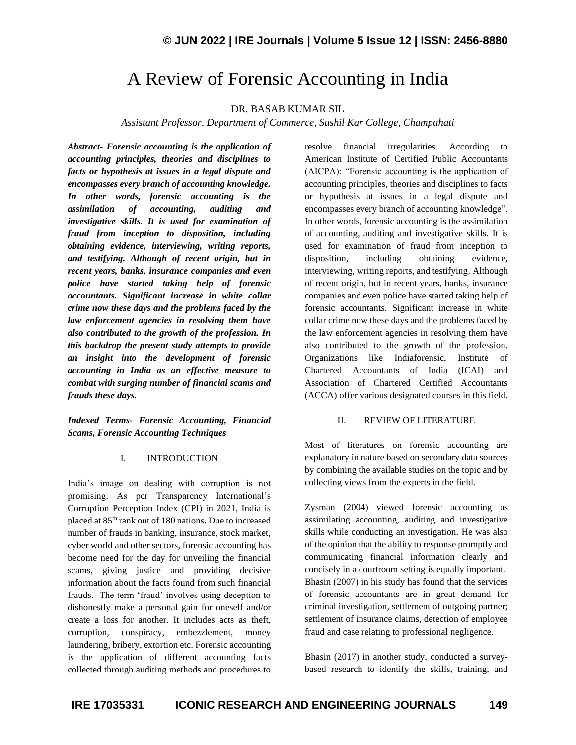# A Review of Forensic Accounting in India

DR. BASAB KUMAR SIL

*Assistant Professor, Department of Commerce, Sushil Kar College, Champahati*

***Abstract- Forensic accounting is the application of accounting principles, theories and disciplines to facts or hypothesis at issues in a legal dispute and encompasses every branch of accounting knowledge. In other words, forensic accounting is the assimilation of accounting, auditing and investigative skills. It is used for examination of fraud from inception to disposition, including obtaining evidence, interviewing, writing reports, and testifying. Although of recent origin, but in recent years, banks, insurance companies and even police have started taking help of forensic accountants. Significant increase in white collar crime now these days and the problems faced by the law enforcement agencies in resolving them have also contributed to the growth of the profession. In this backdrop the present study attempts to provide an insight into the development of forensic accounting in India as an effective measure to combat with surging number of financial scams and frauds these days.***

***Indexed Terms- Forensic Accounting, Financial Scams, Forensic Accounting Techniques***

## I. INTRODUCTION

India's image on dealing with corruption is not promising. As per Transparency International's Corruption Perception Index (CPI) in 2021, India is placed at 85th rank out of 180 nations. Due to increased number of frauds in banking, insurance, stock market, cyber world and other sectors, forensic accounting has become need for the day for unveiling the financial scams, giving justice and providing decisive information about the facts found from such financial frauds. The term 'fraud' involves using deception to dishonestly make a personal gain for oneself and/or create a loss for another. It includes acts as theft, corruption, conspiracy, embezzlement, money laundering, bribery, extortion etc. Forensic accounting is the application of different accounting facts collected through auditing methods and procedures to resolve financial irregularities. According to American Institute of Certified Public Accountants (AICPA): "Forensic accounting is the application of accounting principles, theories and disciplines to facts or hypothesis at issues in a legal dispute and encompasses every branch of accounting knowledge". In other words, forensic accounting is the assimilation of accounting, auditing and investigative skills. It is used for examination of fraud from inception to disposition, including obtaining evidence, interviewing, writing reports, and testifying. Although of recent origin, but in recent years, banks, insurance companies and even police have started taking help of forensic accountants. Significant increase in white collar crime now these days and the problems faced by the law enforcement agencies in resolving them have also contributed to the growth of the profession. Organizations like Indiaforensic, Institute of Chartered Accountants of India (ICAI) and Association of Chartered Certified Accountants (ACCA) offer various designated courses in this field.

## II. REVIEW OF LITERATURE

Most of literatures on forensic accounting are explanatory in nature based on secondary data sources by combining the available studies on the topic and by collecting views from the experts in the field.

Zysman (2004) viewed forensic accounting as assimilating accounting, auditing and investigative skills while conducting an investigation. He was also of the opinion that the ability to response promptly and communicating financial information clearly and concisely in a courtroom setting is equally important. Bhasin (2007) in his study has found that the services of forensic accountants are in great demand for criminal investigation, settlement of outgoing partner; settlement of insurance claims, detection of employee fraud and case relating to professional negligence.

Bhasin (2017) in another study, conducted a survey-based research to identify the skills, training, and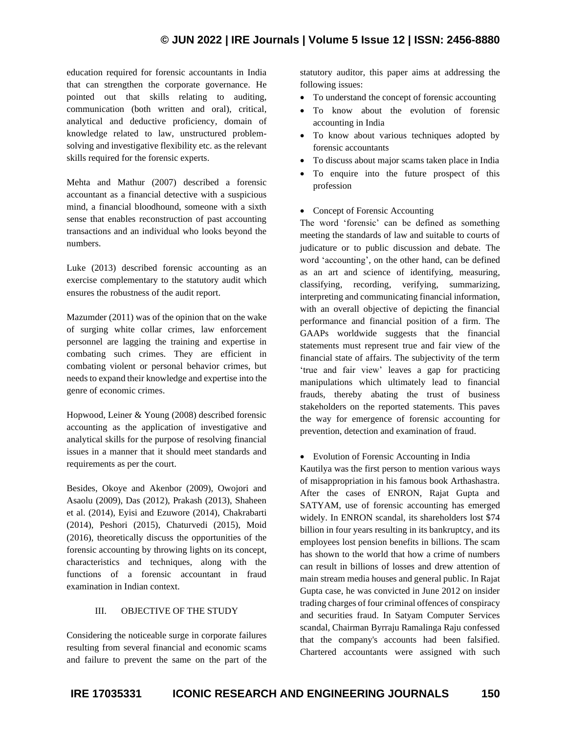education required for forensic accountants in India that can strengthen the corporate governance. He pointed out that skills relating to auditing, communication (both written and oral), critical, analytical and deductive proficiency, domain of knowledge related to law, unstructured problem-solving and investigative flexibility etc. as the relevant skills required for the forensic experts.

Mehta and Mathur (2007) described a forensic accountant as a financial detective with a suspicious mind, a financial bloodhound, someone with a sixth sense that enables reconstruction of past accounting transactions and an individual who looks beyond the numbers.

Luke (2013) described forensic accounting as an exercise complementary to the statutory audit which ensures the robustness of the audit report.

Mazumder (2011) was of the opinion that on the wake of surging white collar crimes, law enforcement personnel are lagging the training and expertise in combating such crimes. They are efficient in combating violent or personal behavior crimes, but needs to expand their knowledge and expertise into the genre of economic crimes.

Hopwood, Leiner & Young (2008) described forensic accounting as the application of investigative and analytical skills for the purpose of resolving financial issues in a manner that it should meet standards and requirements as per the court.

Besides, Okoye and Akenbor (2009), Owojori and Asaolu (2009), Das (2012), Prakash (2013), Shaheen et al. (2014), Eyisi and Ezuwore (2014), Chakrabarti (2014), Peshori (2015), Chaturvedi (2015), Moid (2016), theoretically discuss the opportunities of the forensic accounting by throwing lights on its concept, characteristics and techniques, along with the functions of a forensic accountant in fraud examination in Indian context.

## III. OBJECTIVE OF THE STUDY

Considering the noticeable surge in corporate failures resulting from several financial and economic scams and failure to prevent the same on the part of the statutory auditor, this paper aims at addressing the following issues:

- To understand the concept of forensic accounting
- To know about the evolution of forensic accounting in India
- To know about various techniques adopted by forensic accountants
- To discuss about major scams taken place in India
- To enquire into the future prospect of this profession

- Concept of Forensic Accounting

The word 'forensic' can be defined as something meeting the standards of law and suitable to courts of judicature or to public discussion and debate. The word 'accounting', on the other hand, can be defined as an art and science of identifying, measuring, classifying, recording, verifying, summarizing, interpreting and communicating financial information, with an overall objective of depicting the financial performance and financial position of a firm. The GAAPs worldwide suggests that the financial statements must represent true and fair view of the financial state of affairs. The subjectivity of the term 'true and fair view' leaves a gap for practicing manipulations which ultimately lead to financial frauds, thereby abating the trust of business stakeholders on the reported statements. This paves the way for emergence of forensic accounting for prevention, detection and examination of fraud.

- Evolution of Forensic Accounting in India

Kautilya was the first person to mention various ways of misappropriation in his famous book Arthashastra. After the cases of ENRON, Rajat Gupta and SATYAM, use of forensic accounting has emerged widely. In ENRON scandal, its shareholders lost $74 billion in four years resulting in its bankruptcy, and its employees lost pension benefits in billions. The scam has shown to the world that how a crime of numbers can result in billions of losses and drew attention of main stream media houses and general public. In Rajat Gupta case, he was convicted in June 2012 on insider trading charges of four criminal offences of conspiracy and securities fraud. In Satyam Computer Services scandal, Chairman Byrraju Ramalinga Raju confessed that the company's accounts had been falsified. Chartered accountants were assigned with such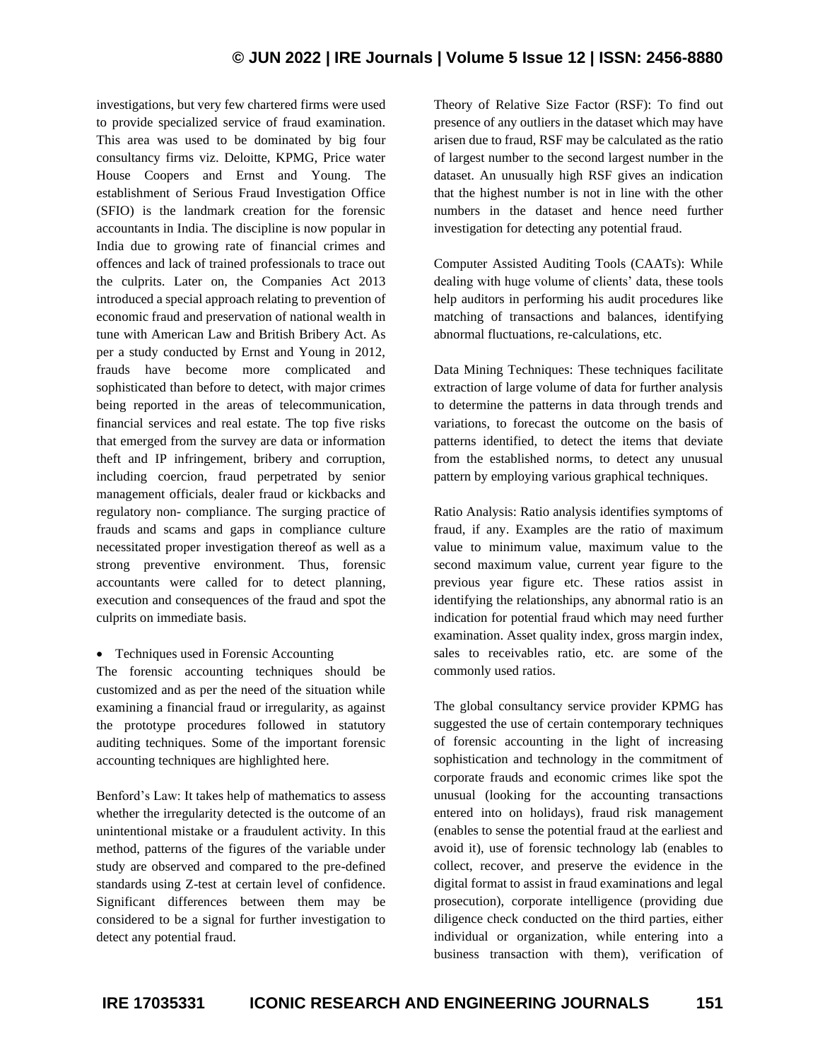investigations, but very few chartered firms were used to provide specialized service of fraud examination. This area was used to be dominated by big four consultancy firms viz. Deloitte, KPMG, Price water House Coopers and Ernst and Young. The establishment of Serious Fraud Investigation Office (SFIO) is the landmark creation for the forensic accountants in India. The discipline is now popular in India due to growing rate of financial crimes and offences and lack of trained professionals to trace out the culprits. Later on, the Companies Act 2013 introduced a special approach relating to prevention of economic fraud and preservation of national wealth in tune with American Law and British Bribery Act. As per a study conducted by Ernst and Young in 2012, frauds have become more complicated and sophisticated than before to detect, with major crimes being reported in the areas of telecommunication, financial services and real estate. The top five risks that emerged from the survey are data or information theft and IP infringement, bribery and corruption, including coercion, fraud perpetrated by senior management officials, dealer fraud or kickbacks and regulatory non- compliance. The surging practice of frauds and scams and gaps in compliance culture necessitated proper investigation thereof as well as a strong preventive environment. Thus, forensic accountants were called for to detect planning, execution and consequences of the fraud and spot the culprits on immediate basis.

- Techniques used in Forensic Accounting

The forensic accounting techniques should be customized and as per the need of the situation while examining a financial fraud or irregularity, as against the prototype procedures followed in statutory auditing techniques. Some of the important forensic accounting techniques are highlighted here.

Benford's Law: It takes help of mathematics to assess whether the irregularity detected is the outcome of an unintentional mistake or a fraudulent activity. In this method, patterns of the figures of the variable under study are observed and compared to the pre-defined standards using Z-test at certain level of confidence. Significant differences between them may be considered to be a signal for further investigation to detect any potential fraud.

Theory of Relative Size Factor (RSF): To find out presence of any outliers in the dataset which may have arisen due to fraud, RSF may be calculated as the ratio of largest number to the second largest number in the dataset. An unusually high RSF gives an indication that the highest number is not in line with the other numbers in the dataset and hence need further investigation for detecting any potential fraud.

Computer Assisted Auditing Tools (CAATs): While dealing with huge volume of clients' data, these tools help auditors in performing his audit procedures like matching of transactions and balances, identifying abnormal fluctuations, re-calculations, etc.

Data Mining Techniques: These techniques facilitate extraction of large volume of data for further analysis to determine the patterns in data through trends and variations, to forecast the outcome on the basis of patterns identified, to detect the items that deviate from the established norms, to detect any unusual pattern by employing various graphical techniques.

Ratio Analysis: Ratio analysis identifies symptoms of fraud, if any. Examples are the ratio of maximum value to minimum value, maximum value to the second maximum value, current year figure to the previous year figure etc. These ratios assist in identifying the relationships, any abnormal ratio is an indication for potential fraud which may need further examination. Asset quality index, gross margin index, sales to receivables ratio, etc. are some of the commonly used ratios.

The global consultancy service provider KPMG has suggested the use of certain contemporary techniques of forensic accounting in the light of increasing sophistication and technology in the commitment of corporate frauds and economic crimes like spot the unusual (looking for the accounting transactions entered into on holidays), fraud risk management (enables to sense the potential fraud at the earliest and avoid it), use of forensic technology lab (enables to collect, recover, and preserve the evidence in the digital format to assist in fraud examinations and legal prosecution), corporate intelligence (providing due diligence check conducted on the third parties, either individual or organization, while entering into a business transaction with them), verification of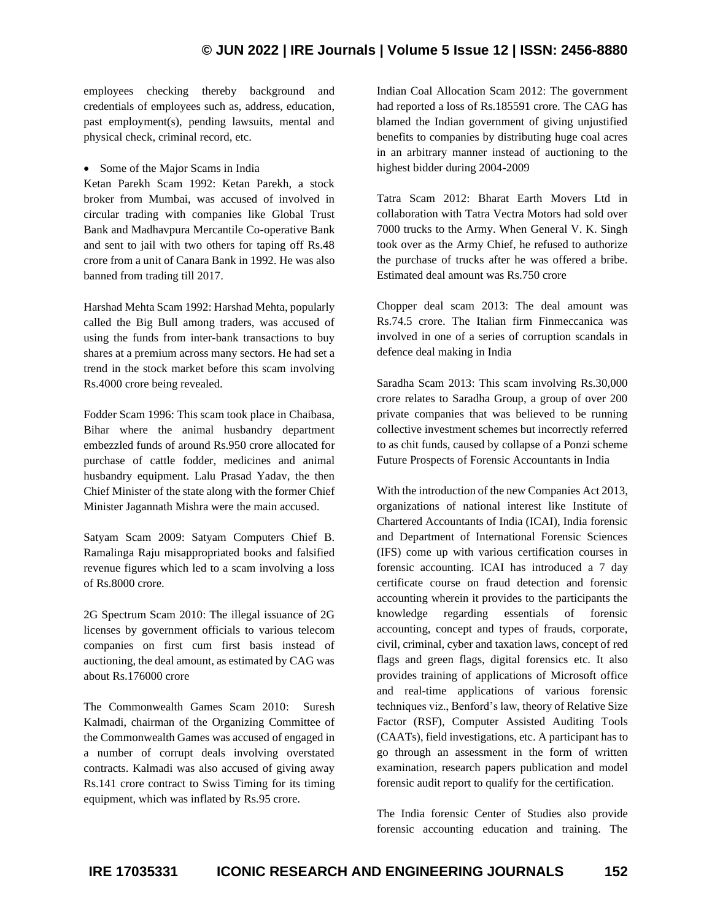employees checking thereby background and credentials of employees such as, address, education, past employment(s), pending lawsuits, mental and physical check, criminal record, etc.

- Some of the Major Scams in India

Ketan Parekh Scam 1992: Ketan Parekh, a stock broker from Mumbai, was accused of involved in circular trading with companies like Global Trust Bank and Madhavpura Mercantile Co-operative Bank and sent to jail with two others for taping off Rs.48 crore from a unit of Canara Bank in 1992. He was also banned from trading till 2017.

Harshad Mehta Scam 1992: Harshad Mehta, popularly called the Big Bull among traders, was accused of using the funds from inter-bank transactions to buy shares at a premium across many sectors. He had set a trend in the stock market before this scam involving Rs.4000 crore being revealed.

Fodder Scam 1996: This scam took place in Chaibasa, Bihar where the animal husbandry department embezzled funds of around Rs.950 crore allocated for purchase of cattle fodder, medicines and animal husbandry equipment. Lalu Prasad Yadav, the then Chief Minister of the state along with the former Chief Minister Jagannath Mishra were the main accused.

Satyam Scam 2009: Satyam Computers Chief B. Ramalinga Raju misappropriated books and falsified revenue figures which led to a scam involving a loss of Rs.8000 crore.

2G Spectrum Scam 2010: The illegal issuance of 2G licenses by government officials to various telecom companies on first cum first basis instead of auctioning, the deal amount, as estimated by CAG was about Rs.176000 crore

The Commonwealth Games Scam 2010: Suresh Kalmadi, chairman of the Organizing Committee of the Commonwealth Games was accused of engaged in a number of corrupt deals involving overstated contracts. Kalmadi was also accused of giving away Rs.141 crore contract to Swiss Timing for its timing equipment, which was inflated by Rs.95 crore.

Indian Coal Allocation Scam 2012: The government had reported a loss of Rs.185591 crore. The CAG has blamed the Indian government of giving unjustified benefits to companies by distributing huge coal acres in an arbitrary manner instead of auctioning to the highest bidder during 2004-2009

Tatra Scam 2012: Bharat Earth Movers Ltd in collaboration with Tatra Vectra Motors had sold over 7000 trucks to the Army. When General V. K. Singh took over as the Army Chief, he refused to authorize the purchase of trucks after he was offered a bribe. Estimated deal amount was Rs.750 crore

Chopper deal scam 2013: The deal amount was Rs.74.5 crore. The Italian firm Finmeccanica was involved in one of a series of corruption scandals in defence deal making in India

Saradha Scam 2013: This scam involving Rs.30,000 crore relates to Saradha Group, a group of over 200 private companies that was believed to be running collective investment schemes but incorrectly referred to as chit funds, caused by collapse of a Ponzi scheme

Future Prospects of Forensic Accountants in India

With the introduction of the new Companies Act 2013, organizations of national interest like Institute of Chartered Accountants of India (ICAI), India forensic and Department of International Forensic Sciences (IFS) come up with various certification courses in forensic accounting. ICAI has introduced a 7 day certificate course on fraud detection and forensic accounting wherein it provides to the participants the knowledge regarding essentials of forensic accounting, concept and types of frauds, corporate, civil, criminal, cyber and taxation laws, concept of red flags and green flags, digital forensics etc. It also provides training of applications of Microsoft office and real-time applications of various forensic techniques viz., Benford's law, theory of Relative Size Factor (RSF), Computer Assisted Auditing Tools (CAATs), field investigations, etc. A participant has to go through an assessment in the form of written examination, research papers publication and model forensic audit report to qualify for the certification.

The India forensic Center of Studies also provide forensic accounting education and training. The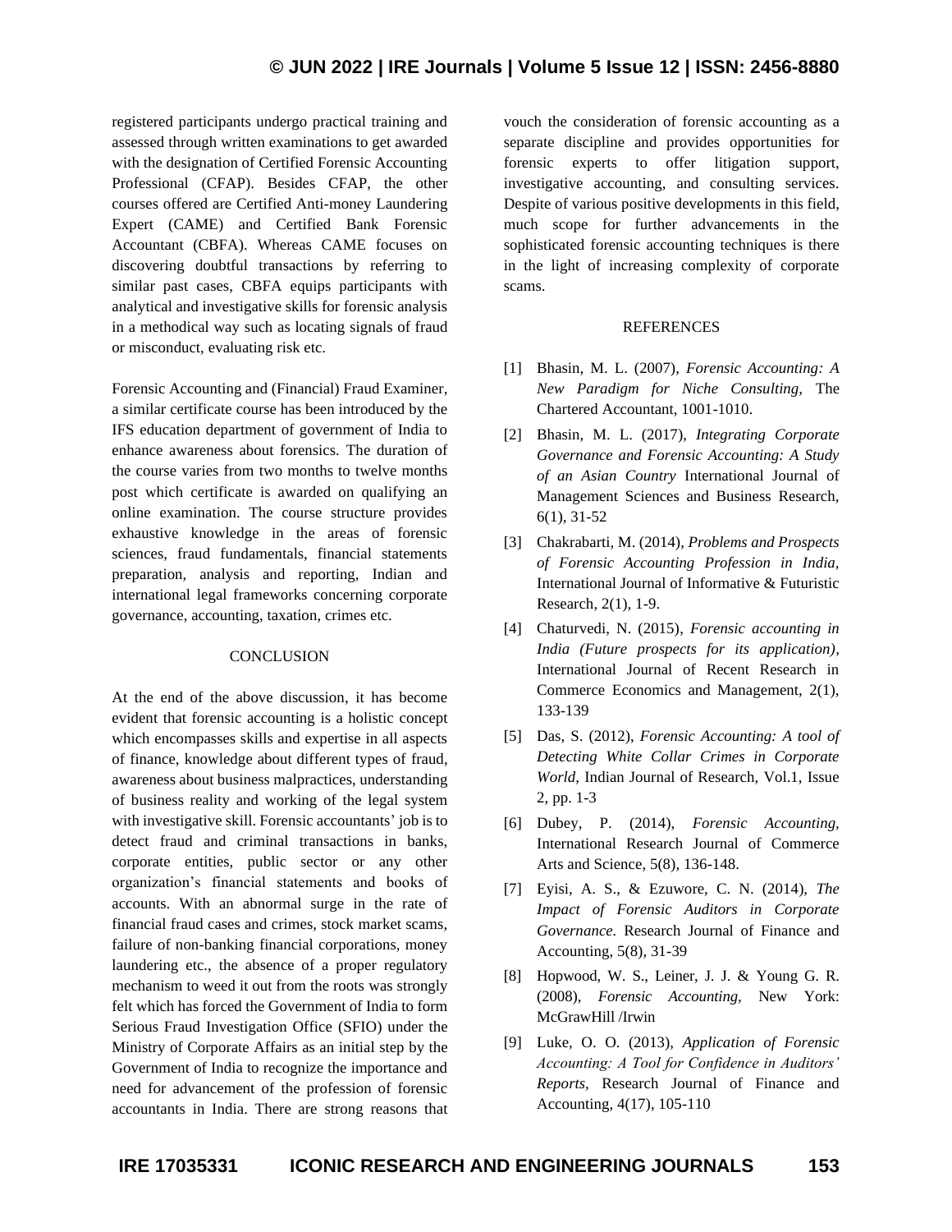registered participants undergo practical training and assessed through written examinations to get awarded with the designation of Certified Forensic Accounting Professional (CFAP). Besides CFAP, the other courses offered are Certified Anti-money Laundering Expert (CAME) and Certified Bank Forensic Accountant (CBFA). Whereas CAME focuses on discovering doubtful transactions by referring to similar past cases, CBFA equips participants with analytical and investigative skills for forensic analysis in a methodical way such as locating signals of fraud or misconduct, evaluating risk etc.

Forensic Accounting and (Financial) Fraud Examiner, a similar certificate course has been introduced by the IFS education department of government of India to enhance awareness about forensics. The duration of the course varies from two months to twelve months post which certificate is awarded on qualifying an online examination. The course structure provides exhaustive knowledge in the areas of forensic sciences, fraud fundamentals, financial statements preparation, analysis and reporting, Indian and international legal frameworks concerning corporate governance, accounting, taxation, crimes etc.

## CONCLUSION

At the end of the above discussion, it has become evident that forensic accounting is a holistic concept which encompasses skills and expertise in all aspects of finance, knowledge about different types of fraud, awareness about business malpractices, understanding of business reality and working of the legal system with investigative skill. Forensic accountants' job is to detect fraud and criminal transactions in banks, corporate entities, public sector or any other organization's financial statements and books of accounts. With an abnormal surge in the rate of financial fraud cases and crimes, stock market scams, failure of non-banking financial corporations, money laundering etc., the absence of a proper regulatory mechanism to weed it out from the roots was strongly felt which has forced the Government of India to form Serious Fraud Investigation Office (SFIO) under the Ministry of Corporate Affairs as an initial step by the Government of India to recognize the importance and need for advancement of the profession of forensic accountants in India. There are strong reasons that vouch the consideration of forensic accounting as a separate discipline and provides opportunities for forensic experts to offer litigation support, investigative accounting, and consulting services. Despite of various positive developments in this field, much scope for further advancements in the sophisticated forensic accounting techniques is there in the light of increasing complexity of corporate scams.

## REFERENCES

[1] Bhasin, M. L. (2007), *Forensic Accounting: A New Paradigm for Niche Consulting,* The Chartered Accountant, 1001-1010.

[2] Bhasin, M. L. (2017), *Integrating Corporate Governance and Forensic Accounting: A Study of an Asian Country* International Journal of Management Sciences and Business Research, 6(1), 31-52

[3] Chakrabarti, M. (2014), *Problems and Prospects of Forensic Accounting Profession in India,* International Journal of Informative & Futuristic Research, 2(1), 1-9.

[4] Chaturvedi, N. (2015), *Forensic accounting in India (Future prospects for its application),* International Journal of Recent Research in Commerce Economics and Management, 2(1), 133-139

[5] Das, S. (2012), *Forensic Accounting: A tool of Detecting White Collar Crimes in Corporate World,* Indian Journal of Research, Vol.1, Issue 2, pp. 1-3

[6] Dubey, P. (2014), *Forensic Accounting,* International Research Journal of Commerce Arts and Science, 5(8), 136-148.

[7] Eyisi, A. S., & Ezuwore, C. N. (2014), *The Impact of Forensic Auditors in Corporate Governance.* Research Journal of Finance and Accounting, 5(8), 31-39

[8] Hopwood, W. S., Leiner, J. J. & Young G. R. (2008), *Forensic Accounting*, New York: McGrawHill /Irwin

[9] Luke, O. O. (2013), *Application of Forensic Accounting: A Tool for Confidence in Auditors' Reports*, Research Journal of Finance and Accounting, 4(17), 105-110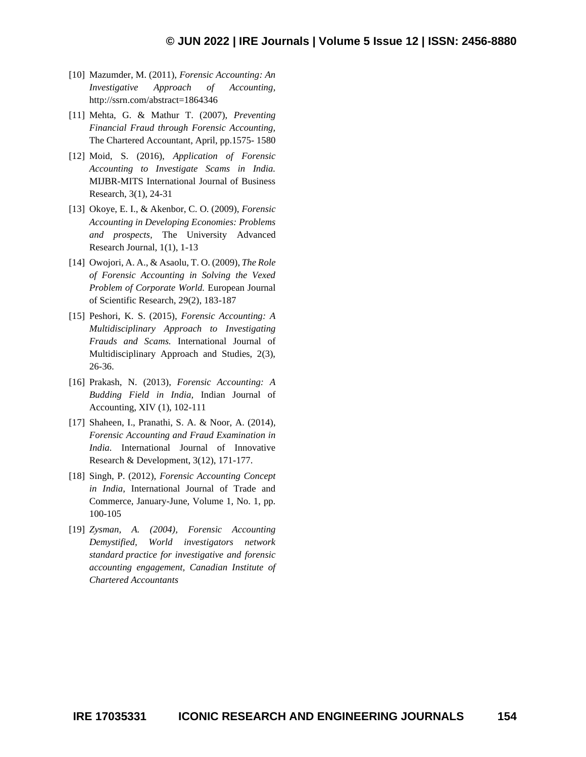[10] Mazumder, M. (2011), *Forensic Accounting: An Investigative Approach of Accounting,* http://ssrn.com/abstract=1864346

[11] Mehta, G. & Mathur T. (2007), *Preventing Financial Fraud through Forensic Accounting,* The Chartered Accountant, April, pp.1575- 1580

[12] Moid, S. (2016), *Application of Forensic Accounting to Investigate Scams in India.* MIJBR-MITS International Journal of Business Research, 3(1), 24-31

[13] Okoye, E. I., & Akenbor, C. O. (2009), *Forensic Accounting in Developing Economies: Problems and prospects,* The University Advanced Research Journal, 1(1), 1-13

[14] Owojori, A. A., & Asaolu, T. O. (2009), *The Role of Forensic Accounting in Solving the Vexed Problem of Corporate World.* European Journal of Scientific Research, 29(2), 183-187

[15] Peshori, K. S. (2015), *Forensic Accounting: A Multidisciplinary Approach to Investigating Frauds and Scams.* International Journal of Multidisciplinary Approach and Studies, 2(3), 26-36.

[16] Prakash, N. (2013), *Forensic Accounting: A Budding Field in India,* Indian Journal of Accounting, XIV (1), 102-111

[17] Shaheen, I., Pranathi, S. A. & Noor, A. (2014), *Forensic Accounting and Fraud Examination in India*. International Journal of Innovative Research & Development, 3(12), 171-177.

[18] Singh, P. (2012), *Forensic Accounting Concept in India,* International Journal of Trade and Commerce, January-June, Volume 1, No. 1, pp. 100-105

[19] *Zysman, A. (2004), Forensic Accounting Demystified, World investigators network standard practice for investigative and forensic accounting engagement, Canadian Institute of Chartered Accountants*